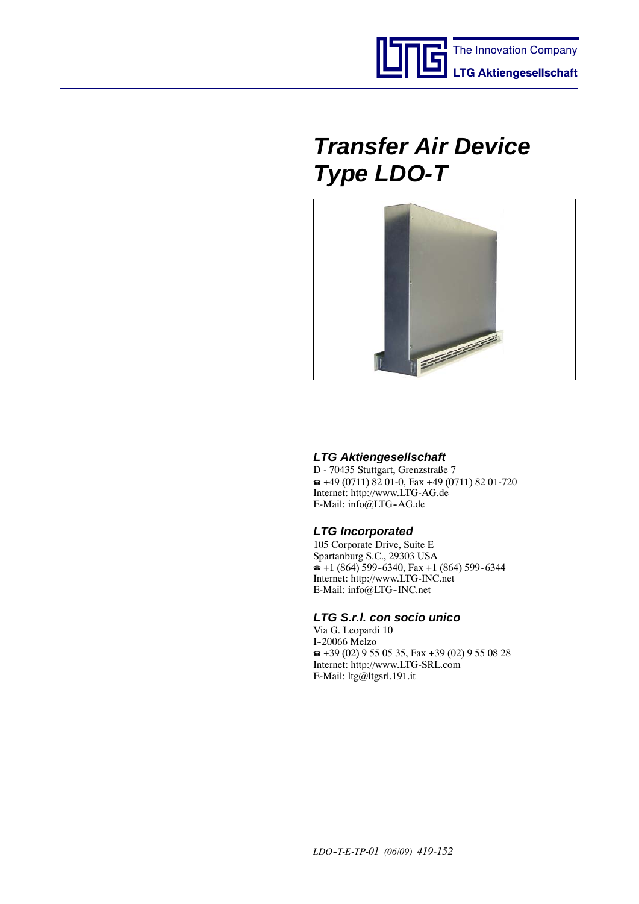The Innovation Company
**LTG Aktiengesellschaft**

# *Transfer Air Device Type LDO-T*

### *LTG Aktiengesellschaft*

D - 70435 Stuttgart, Grenzstraße 7
☎ +49 (0711) 82 01-0, Fax +49 (0711) 82 01-720
Internet: http://www.LTG-AG.de
E-Mail: info@LTG-AG.de

### *LTG Incorporated*

105 Corporate Drive, Suite E
Spartanburg S.C., 29303 USA
☎ +1 (864) 599-6340, Fax +1 (864) 599-6344
Internet: http://www.LTG-INC.net
E-Mail: info@LTG-INC.net

### *LTG S.r.l. con socio unico*

Via G. Leopardi 10
I-20066 Melzo
☎ +39 (02) 9 55 05 35, Fax +39 (02) 9 55 08 28
Internet: http://www.LTG-SRL.com
E-Mail: ltg@ltgsrl.191.it

*LDO-T-E-TP-01 (06/09) 419-152*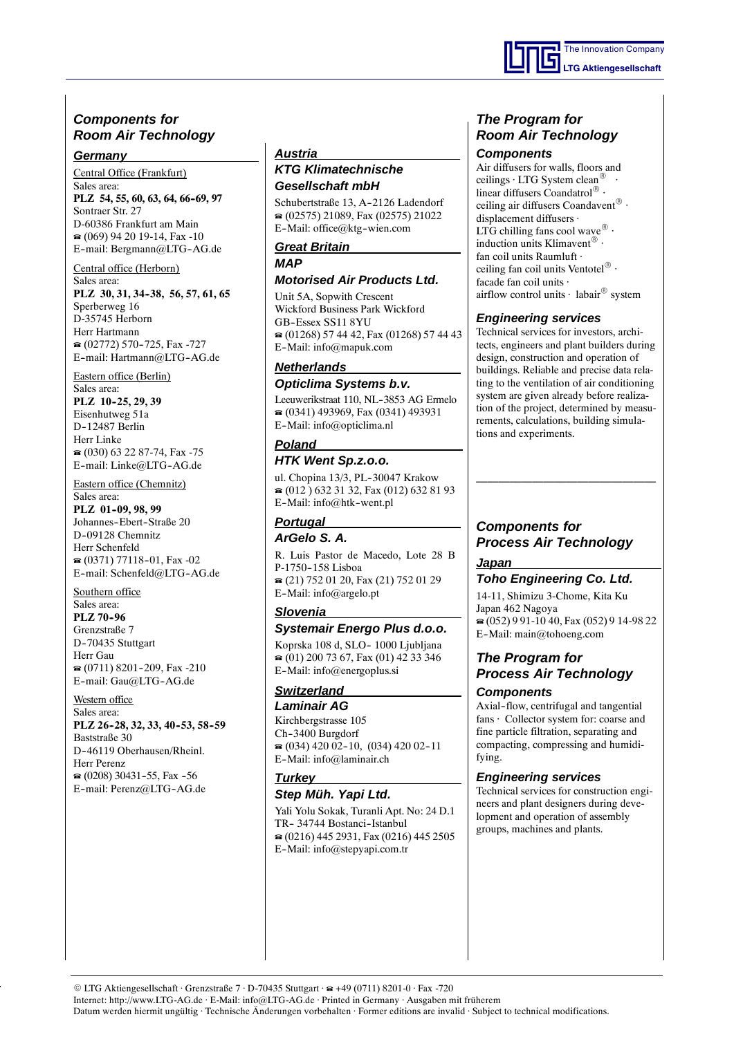## Components for Room Air Technology

### Germany

Central Office (Frankfurt)
Sales area:
**PLZ 54, 55, 60, 63, 64, 66-69, 97**
Sontraer Str. 27
D-60386 Frankfurt am Main
☎ (069) 94 20 19-14, Fax -10
E-mail: Bergmann@LTG-AG.de

Central office (Herborn)
Sales area:
**PLZ 30, 31, 34-38, 56, 57, 61, 65**
Sperberweg 16
D-35745 Herborn
Herr Hartmann
☎ (02772) 570-725, Fax -727
E-mail: Hartmann@LTG-AG.de

Eastern office (Berlin)
Sales area:
**PLZ 10-25, 29, 39**
Eisenhutweg 51a
D-12487 Berlin
Herr Linke
☎ (030) 63 22 87-74, Fax -75
E-mail: Linke@LTG-AG.de

Eastern office (Chemnitz)
Sales area:
**PLZ 01-09, 98, 99**
Johannes-Ebert-Straße 20
D-09128 Chemnitz
Herr Schenfeld
☎ (0371) 77118-01, Fax -02
E-mail: Schenfeld@LTG-AG.de

Southern office
Sales area:
**PLZ 70-96**
Grenzstraße 7
D-70435 Stuttgart
Herr Gau
☎ (0711) 8201-209, Fax -210
E-mail: Gau@LTG-AG.de

Western office
Sales area:
**PLZ 26-28, 32, 33, 40-53, 58-59**
Baststraße 30
D-46119 Oberhausen/Rheinl.
Herr Perenz
☎ (0208) 30431-55, Fax -56
E-mail: Perenz@LTG-AG.de

### Austria

**KTG Klimatechnische Gesellschaft mbH**

Schubertstraße 13, A-2126 Ladendorf
☎ (02575) 21089, Fax (02575) 21022
E-Mail: office@ktg-wien.com

### Great Britain

**MAP**
**Motorised Air Products Ltd.**

Unit 5A, Sopwith Crescent
Wickford Business Park Wickford
GB-Essex SS11 8YU
☎ (01268) 57 44 42, Fax (01268) 57 44 43
E-Mail: info@mapuk.com

### Netherlands

**Opticlima Systems b.v.**

Leeuwerikstraat 110, NL-3853 AG Ermelo
☎ (0341) 493969, Fax (0341) 493931
E-Mail: info@opticlima.nl

### Poland

**HTK Went Sp.z.o.o.**

ul. Chopina 13/3, PL-30047 Krakow
☎ (012 ) 632 31 32, Fax (012) 632 81 93
E-Mail: info@htk-went.pl

### Portugal

**ArGelo S. A.**

R. Luis Pastor de Macedo, Lote 28 B
P-1750-158 Lisboa
☎ (21) 752 01 20, Fax (21) 752 01 29
E-Mail: info@argelo.pt

### Slovenia

**Systemair Energo Plus d.o.o.**

Koprska 108 d, SLO- 1000 Ljubljana
☎ (01) 200 73 67, Fax (01) 42 33 346
E-Mail: info@energoplus.si

### Switzerland

**Laminair AG**

Kirchbergstrasse 105
Ch-3400 Burgdorf
☎ (034) 420 02-10, (034) 420 02-11
E-Mail: info@laminair.ch

### Turkey

**Step Müh. Yapi Ltd.**

Yali Yolu Sokak, Turanli Apt. No: 24 D.1
TR- 34744 Bostanci-Istanbul
☎ (0216) 445 2931, Fax (0216) 445 2505
E-Mail: info@stepyapi.com.tr

## The Program for Room Air Technology

### Components

Air diffusers for walls, floors and ceilings · LTG System clean® · linear diffusers Coandatrol® · ceiling air diffusers Coandavent® · displacement diffusers · LTG chilling fans cool wave® · induction units Klimavent® · fan coil units Raumluft · ceiling fan coil units Ventotel® · facade fan coil units · airflow control units · labair® system

### Engineering services

Technical services for investors, architects, engineers and plant builders during design, construction and operation of buildings. Reliable and precise data relating to the ventilation of air conditioning system are given already before realization of the project, determined by measurements, calculations, building simulations and experiments.

## Components for Process Air Technology

### Japan

**Toho Engineering Co. Ltd.**

14-11, Shimizu 3-Chome, Kita Ku
Japan 462 Nagoya
☎ (052) 9 91-10 40, Fax (052) 9 14-98 22
E-Mail: main@tohoeng.com

## The Program for Process Air Technology

### Components

Axial-flow, centrifugal and tangential fans · Collector system for: coarse and fine particle filtration, separating and compacting, compressing and humidifying.

### Engineering services

Technical services for construction engineers and plant designers during development and operation of assembly groups, machines and plants.

© LTG Aktiengesellschaft · Grenzstraße 7 · D-70435 Stuttgart · ☎ +49 (0711) 8201-0 · Fax -720
Internet: http://www.LTG-AG.de · E-Mail: info@LTG-AG.de · Printed in Germany · Ausgaben mit früherem Datum werden hiermit ungültig · Technische Änderungen vorbehalten · Former editions are invalid · Subject to technical modifications.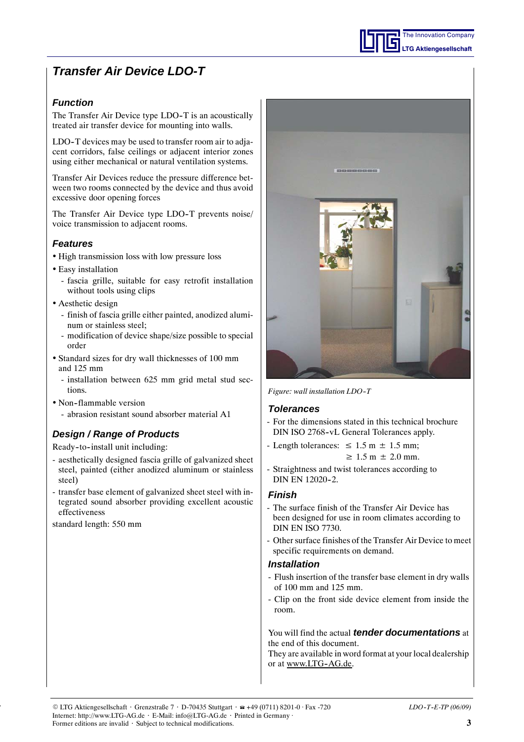# Transfer Air Device LDO-T

## Function

The Transfer Air Device type LDO-T is an acoustically treated air transfer device for mounting into walls.

LDO-T devices may be used to transfer room air to adjacent corridors, false ceilings or adjacent interior zones using either mechanical or natural ventilation systems.

Transfer Air Devices reduce the pressure difference between two rooms connected by the device and thus avoid excessive door opening forces

The Transfer Air Device type LDO-T prevents noise/voice transmission to adjacent rooms.

## Features

- High transmission loss with low pressure loss
- Easy installation
  - fascia grille, suitable for easy retrofit installation without tools using clips
- Aesthetic design
  - finish of fascia grille either painted, anodized aluminum or stainless steel;
  - modification of device shape/size possible to special order
- Standard sizes for dry wall thicknesses of 100 mm and 125 mm
  - installation between 625 mm grid metal stud sections.
- Non-flammable version
  - abrasion resistant sound absorber material A1

## Design / Range of Products

Ready-to-install unit including:

- aesthetically designed fascia grille of galvanized sheet steel, painted (either anodized aluminum or stainless steel)
- transfer base element of galvanized sheet steel with integrated sound absorber providing excellent acoustic effectiveness

standard length: 550 mm

*Figure: wall installation LDO-T*

## Tolerances

- For the dimensions stated in this technical brochure DIN ISO 2768-vL General Tolerances apply.
- Length tolerances: ≤ 1.5 m ± 1.5 mm;
  ≥ 1.5 m ± 2.0 mm.
- Straightness and twist tolerances according to DIN EN 12020-2.

## Finish

- The surface finish of the Transfer Air Device has been designed for use in room climates according to DIN EN ISO 7730.
- Other surface finishes of the Transfer Air Device to meet specific requirements on demand.

## Installation

- Flush insertion of the transfer base element in dry walls of 100 mm and 125 mm.
- Clip on the front side device element from inside the room.

You will find the actual ***tender documentations*** at the end of this document.
They are available in word format at your local dealership or at www.LTG-AG.de.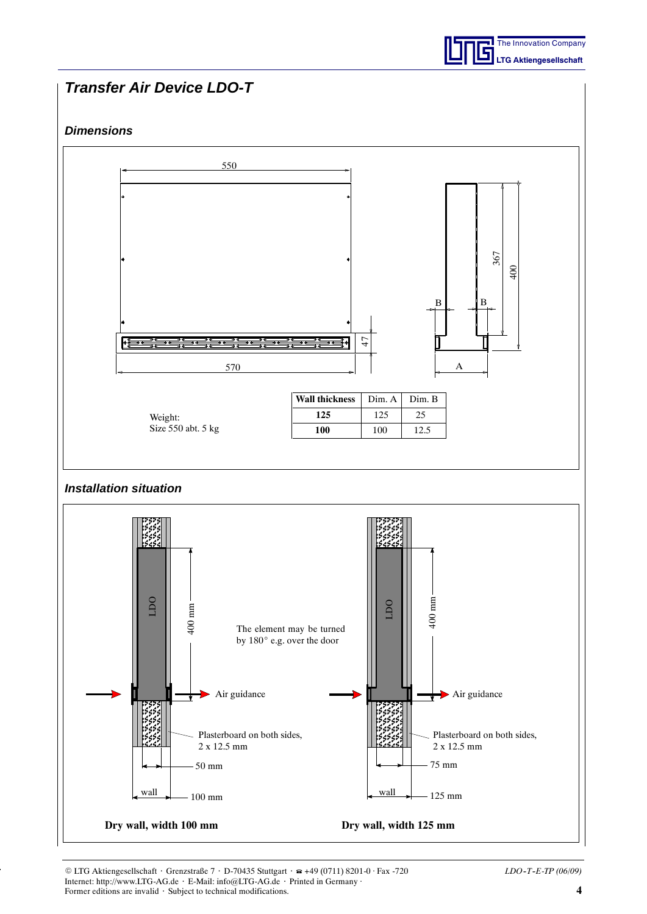# Transfer Air Device LDO-T

## Dimensions

550

570

47

367

400

B

B

A

Weight:
Size 550 abt. 5 kg

| Wall thickness | Dim. A | Dim. B |
|---|---|---|
| **125** | 125 | 25 |
| **100** | 100 | 12.5 |

## Installation situation

LDO

400 mm

The element may be turned by 180° e.g. over the door

Air guidance

Plasterboard on both sides, 2 x 12.5 mm

50 mm

wall

100 mm

**Dry wall, width 100 mm**

LDO

400 mm

Air guidance

Plasterboard on both sides, 2 x 12.5 mm

75 mm

wall

125 mm

**Dry wall, width 125 mm**

© LTG Aktiengesellschaft · Grenzstraße 7 · D-70435 Stuttgart · ☎ +49 (0711) 8201-0 · Fax -720
Internet: http://www.LTG-AG.de · E-Mail: info@LTG-AG.de · Printed in Germany ·
Former editions are invalid · Subject to technical modifications.

*LDO-T-E-TP (06/09)*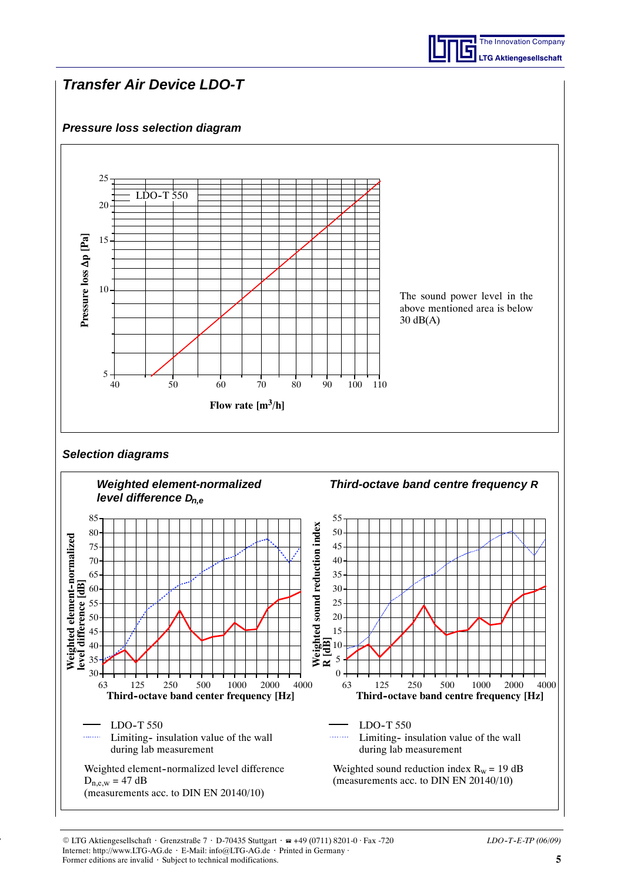# Transfer Air Device LDO-T

## Pressure loss selection diagram

The sound power level in the above mentioned area is below 30 dB(A)

## Selection diagrams

### Weighted element-normalized level difference $D_{n,e}$

— LDO-T 550

······ Limiting- insulation value of the wall during lab measurement

Weighted element-normalized level difference $D_{n,e,w}$ = 47 dB
(measurements acc. to DIN EN 20140/10)

### Third-octave band centre frequency *R*

— LDO-T 550

······ Limiting- insulation value of the wall during lab measurement

Weighted sound reduction index $R_w$ = 19 dB
(measurements acc. to DIN EN 20140/10)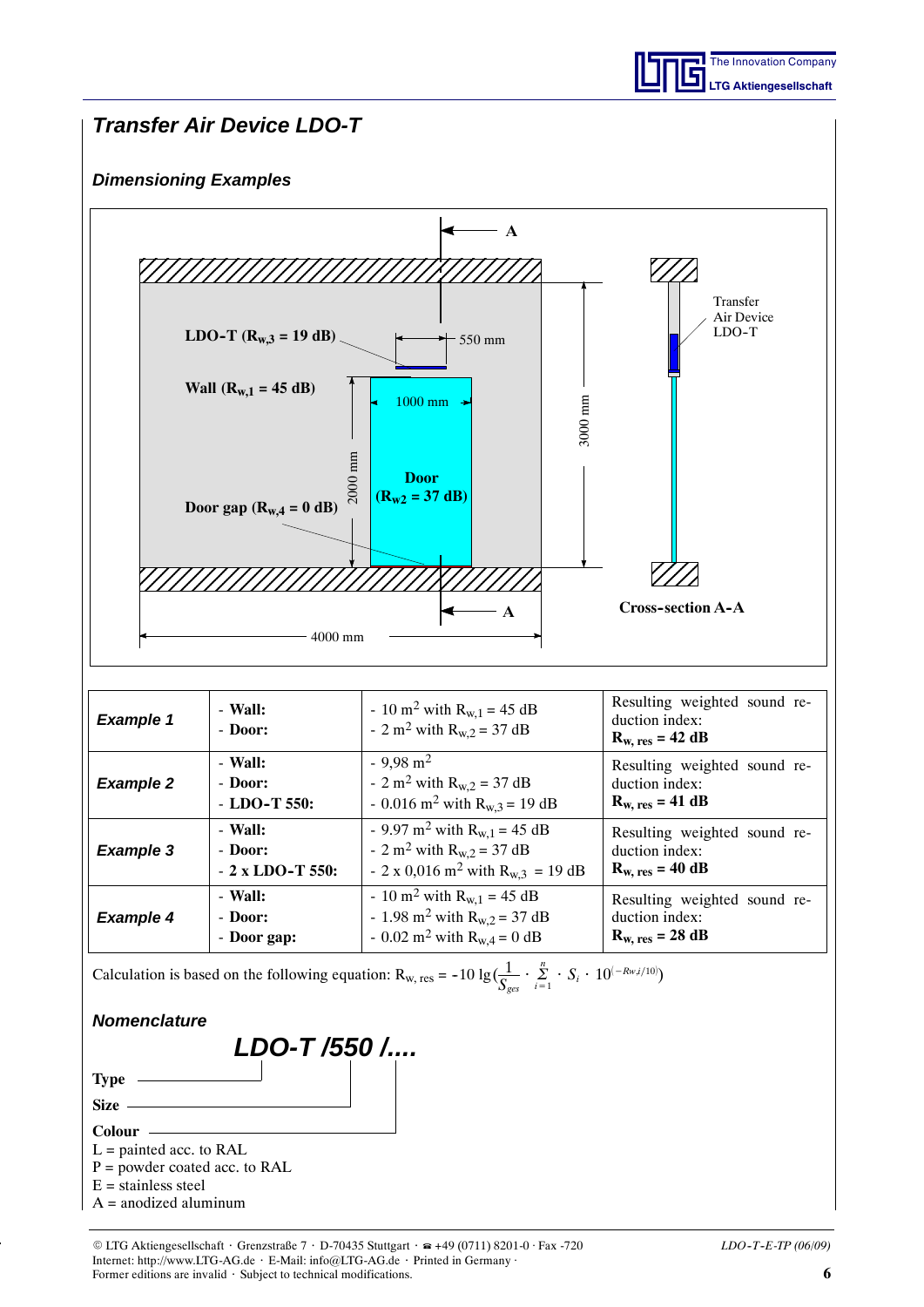## Transfer Air Device LDO-T

### Dimensioning Examples

LDO-T ($R_{w,3}$ = 19 dB)

550 mm

Wall ($R_{w,1}$ = 45 dB)

1000 mm

3000 mm

2000 mm

Door ($R_{w2}$ = 37 dB)

Door gap ($R_{w,4}$ = 0 dB)

4000 mm

Transfer Air Device LDO-T

Cross-section A-A

| | | | |
|---|---|---|---|
| ***Example 1*** | - **Wall:**<br>- **Door:** | - 10 $m^2$ with $R_{w,1}$ = 45 dB<br>- 2 $m^2$ with $R_{w,2}$ = 37 dB | Resulting weighted sound reduction index:<br>**$R_{w, res}$ = 42 dB** |
| ***Example 2*** | - **Wall:**<br>- **Door:**<br>- **LDO-T 550:** | - 9,98 $m^2$<br>- 2 $m^2$ with $R_{w,2}$ = 37 dB<br>- 0.016 $m^2$ with $R_{w,3}$ = 19 dB | Resulting weighted sound reduction index:<br>**$R_{w, res}$ = 41 dB** |
| ***Example 3*** | - **Wall:**<br>- **Door:**<br>- **2 x LDO-T 550:** | - 9.97 $m^2$ with $R_{w,1}$ = 45 dB<br>- 2 $m^2$ with $R_{w,2}$ = 37 dB<br>- 2 x 0,016 $m^2$ with $R_{w,3}$ = 19 dB | Resulting weighted sound reduction index:<br>**$R_{w, res}$ = 40 dB** |
| ***Example 4*** | - **Wall:**<br>- **Door:**<br>- **Door gap:** | - 10 $m^2$ with $R_{w,1}$ = 45 dB<br>- 1.98 $m^2$ with $R_{w,2}$ = 37 dB<br>- 0.02 $m^2$ with $R_{w,4}$ = 0 dB | Resulting weighted sound reduction index:<br>**$R_{w, res}$ = 28 dB** |

Calculation is based on the following equation: $R_{w,\,res} = -10\,\lg\left(\frac{1}{S_{ges}} \cdot \sum_{i=1}^{n} \cdot S_i \cdot 10^{(-Rw,i/10)}\right)$

### Nomenclature

***LDO-T /550 /....***

**Type**

**Size**

**Colour**

L = painted acc. to RAL
P = powder coated acc. to RAL
E = stainless steel
A = anodized aluminum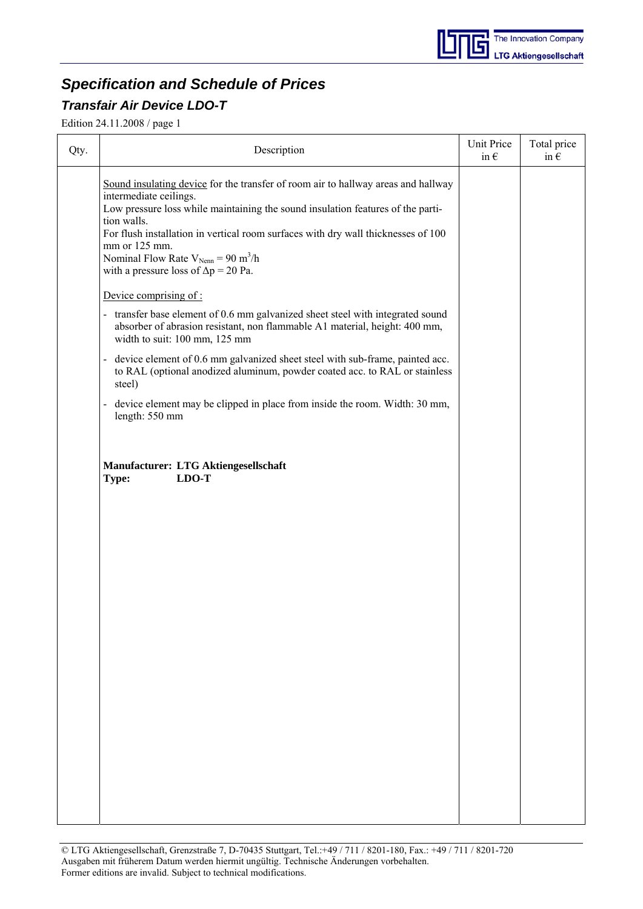# Specification and Schedule of Prices

## Transfair Air Device LDO-T

Edition 24.11.2008 / page 1

| Qty. | Description | Unit Price in € | Total price in € |
|---|---|---|---|
| | Sound insulating device for the transfer of room air to hallway areas and hallway intermediate ceilings.<br>Low pressure loss while maintaining the sound insulation features of the partition walls.<br>For flush installation in vertical room surfaces with dry wall thicknesses of 100 mm or 125 mm.<br>Nominal Flow Rate $V_{Nenn} = 90\ m^3/h$<br>with a pressure loss of $\Delta p = 20$ Pa.<br><br>Device comprising of :<br>- transfer base element of 0.6 mm galvanized sheet steel with integrated sound absorber of abrasion resistant, non flammable A1 material, height: 400 mm, width to suit: 100 mm, 125 mm<br>- device element of 0.6 mm galvanized sheet steel with sub-frame, painted acc. to RAL (optional anodized aluminum, powder coated acc. to RAL or stainless steel)<br>- device element may be clipped in place from inside the room. Width: 30 mm, length: 550 mm<br><br>**Manufacturer: LTG Aktiengesellschaft**<br>**Type: LDO-T** | | |

© LTG Aktiengesellschaft, Grenzstraße 7, D-70435 Stuttgart, Tel.:+49 / 711 / 8201-180, Fax.: +49 / 711 / 8201-720
Ausgaben mit früherem Datum werden hiermit ungültig. Technische Änderungen vorbehalten.
Former editions are invalid. Subject to technical modifications.